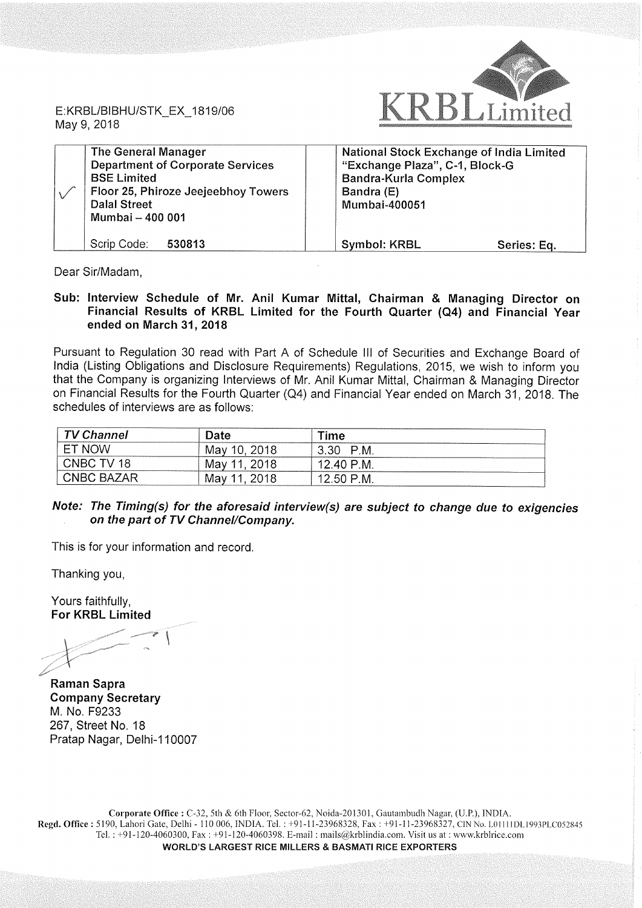E:KRBL/BIBHU/STK_EX_1819/06
May 9, 2018

**KRBL Limited**

| | | | |
|---|---|---|---|
| ✓ | **The General Manager**<br>**Department of Corporate Services**<br>**BSE Limited**<br>**Floor 25, Phiroze Jeejeebhoy Towers**<br>**Dalal Street**<br>**Mumbai – 400 001**<br><br>Scrip Code: **530813** | | **National Stock Exchange of India Limited**<br>**"Exchange Plaza", C-1, Block-G**<br>**Bandra-Kurla Complex**<br>**Bandra (E)**<br>**Mumbai-400051**<br><br>**Symbol: KRBL Series: Eq.** |

Dear Sir/Madam,

**Sub: Interview Schedule of Mr. Anil Kumar Mittal, Chairman & Managing Director on Financial Results of KRBL Limited for the Fourth Quarter (Q4) and Financial Year ended on March 31, 2018**

Pursuant to Regulation 30 read with Part A of Schedule III of Securities and Exchange Board of India (Listing Obligations and Disclosure Requirements) Regulations, 2015, we wish to inform you that the Company is organizing Interviews of Mr. Anil Kumar Mittal, Chairman & Managing Director on Financial Results for the Fourth Quarter (Q4) and Financial Year ended on March 31, 2018. The schedules of interviews are as follows:

| *TV Channel* | Date | Time |
|---|---|---|
| ET NOW | May 10, 2018 | 3.30 P.M. |
| CNBC TV 18 | May 11, 2018 | 12.40 P.M. |
| CNBC BAZAR | May 11, 2018 | 12.50 P.M. |

***Note: The Timing(s) for the aforesaid interview(s) are subject to change due to exigencies on the part of TV Channel/Company.***

This is for your information and record.

Thanking you,

Yours faithfully,
**For KRBL Limited**

**Raman Sapra**
**Company Secretary**
M. No. F9233
267, Street No. 18
Pratap Nagar, Delhi-110007

**Corporate Office :** C-32, 5th & 6th Floor, Sector-62, Noida-201301, Gautambudh Nagar, (U.P.), INDIA.
**Regd. Office :** 5190, Lahori Gate, Delhi - 110 006, INDIA. Tel. : +91-11-23968328, Fax : +91-11-23968327, CIN No. L01111DL1993PLC052845
Tel. : +91-120-4060300, Fax : +91-120-4060398. E-mail : mails@krblindia.com. Visit us at : www.krblrice.com
**WORLD'S LARGEST RICE MILLERS & BASMATI RICE EXPORTERS**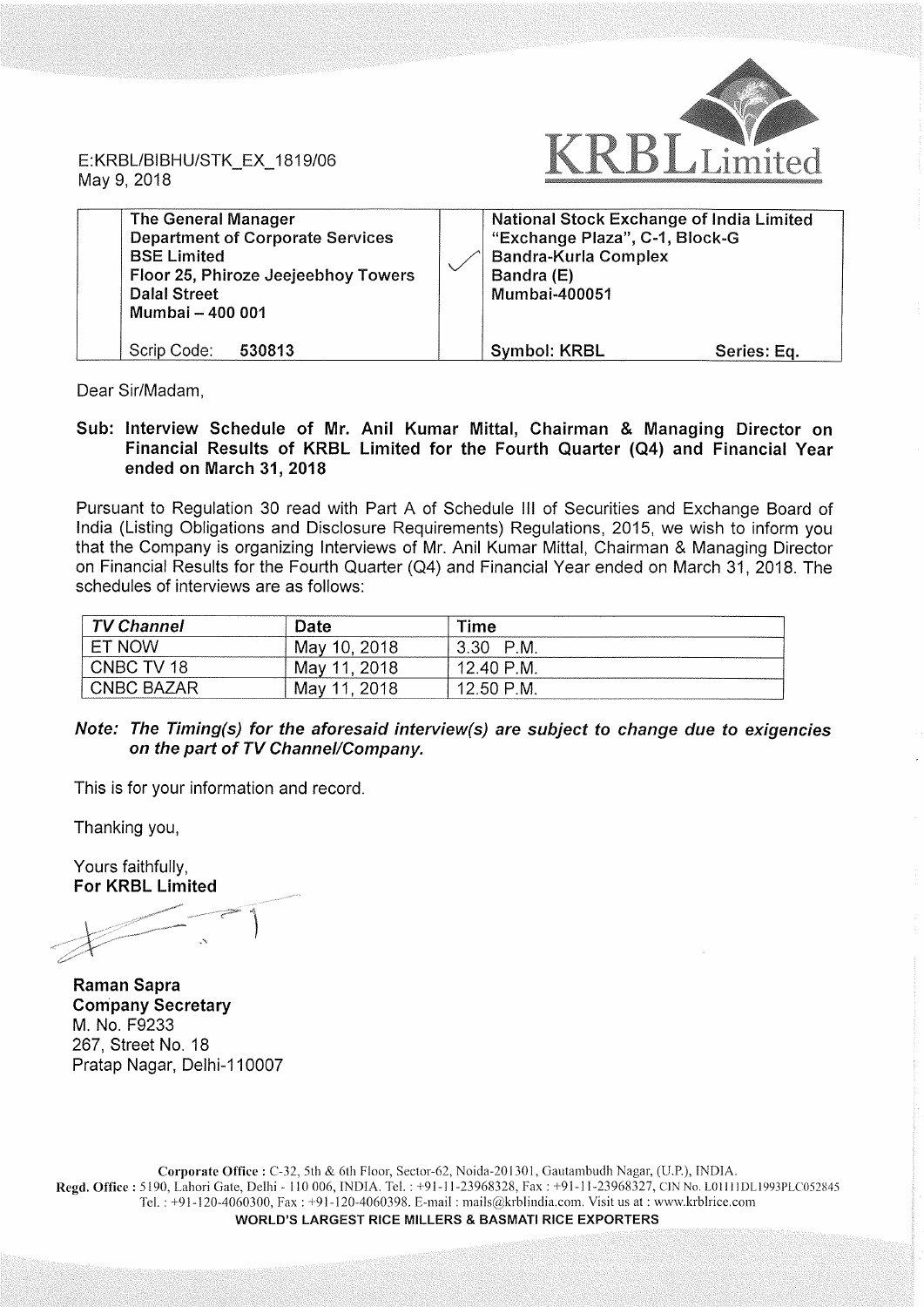E:KRBL/BIBHU/STK_EX_1819/06
May 9, 2018

KRBL Limited

| | |
|---|---|
| The General Manager<br>Department of Corporate Services<br>BSE Limited<br>Floor 25, Phiroze Jeejeebhoy Towers<br>Dalal Street<br>Mumbai – 400 001 | National Stock Exchange of India Limited<br>"Exchange Plaza", C-1, Block-G<br>Bandra-Kurla Complex<br>Bandra (E)<br>Mumbai-400051 |
| Scrip Code: **530813** | Symbol: KRBL Series: Eq. |

Dear Sir/Madam,

**Sub: Interview Schedule of Mr. Anil Kumar Mittal, Chairman & Managing Director on Financial Results of KRBL Limited for the Fourth Quarter (Q4) and Financial Year ended on March 31, 2018**

Pursuant to Regulation 30 read with Part A of Schedule III of Securities and Exchange Board of India (Listing Obligations and Disclosure Requirements) Regulations, 2015, we wish to inform you that the Company is organizing Interviews of Mr. Anil Kumar Mittal, Chairman & Managing Director on Financial Results for the Fourth Quarter (Q4) and Financial Year ended on March 31, 2018. The schedules of interviews are as follows:

| *TV Channel* | Date | Time |
|---|---|---|
| ET NOW | May 10, 2018 | 3.30 P.M. |
| CNBC TV 18 | May 11, 2018 | 12.40 P.M. |
| CNBC BAZAR | May 11, 2018 | 12.50 P.M. |

***Note: The Timing(s) for the aforesaid interview(s) are subject to change due to exigencies on the part of TV Channel/Company.***

This is for your information and record.

Thanking you,

Yours faithfully,
**For KRBL Limited**

**Raman Sapra**
**Company Secretary**
M. No. F9233
267, Street No. 18
Pratap Nagar, Delhi-110007

**Corporate Office :** C-32, 5th & 6th Floor, Sector-62, Noida-201301, Gautambudh Nagar, (U.P.), INDIA.
**Regd. Office :** 5190, Lahori Gate, Delhi - 110 006, INDIA. Tel. : +91-11-23968328, Fax : +91-11-23968327, CIN No. L01111DL1993PLC052845
Tel. : +91-120-4060300, Fax : +91-120-4060398. E-mail : mails@krblindia.com. Visit us at : www.krblrice.com
**WORLD'S LARGEST RICE MILLERS & BASMATI RICE EXPORTERS**